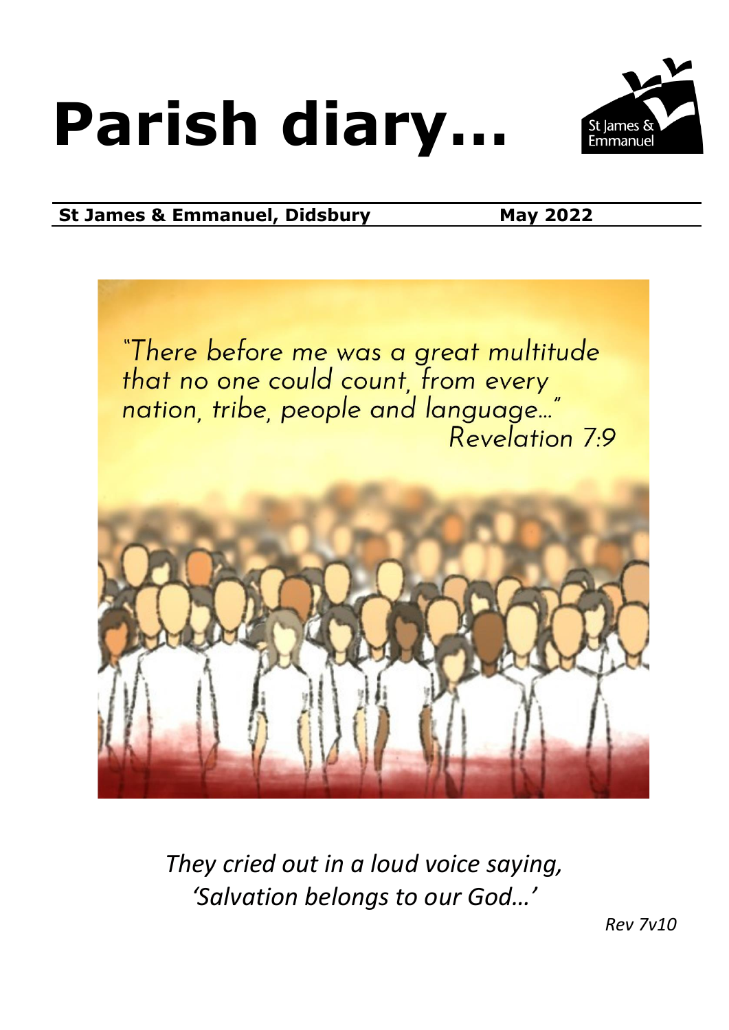# Parish diary…

St James & Emmanuel

**St James & Emmanuel, Didsbury** **May 2022**

"There before me was a great multitude that no one could count, from every nation, tribe, people and language…"
Revelation 7:9

*They cried out in a loud voice saying, 'Salvation belongs to our God…'*

*Rev 7v10*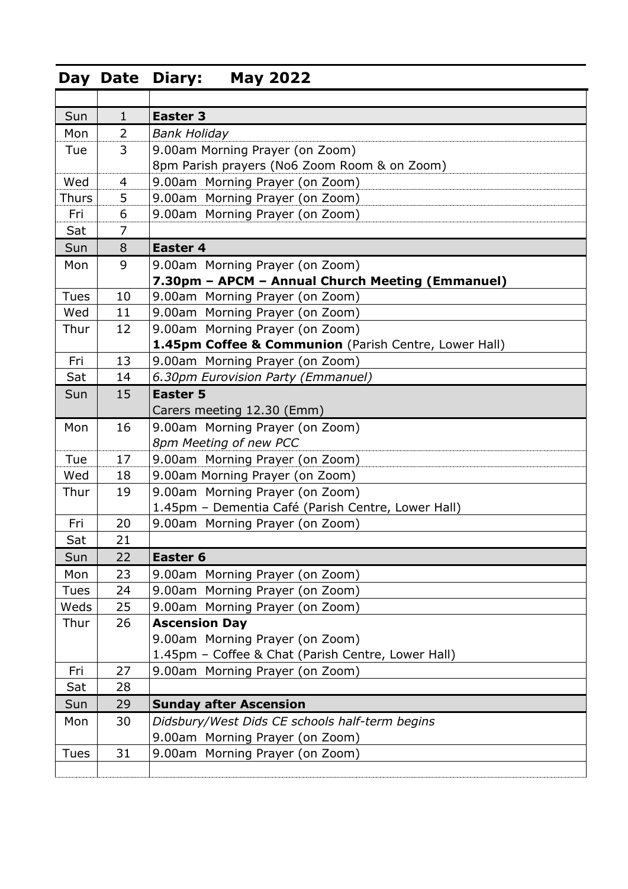| Day | Date | Diary: **May 2022** |
|---|---|---|
| | | |
| Sun | 1 | **Easter 3** |
| Mon | 2 | *Bank Holiday* |
| Tue | 3 | 9.00am Morning Prayer (on Zoom)<br>8pm Parish prayers (No6 Zoom Room & on Zoom) |
| Wed | 4 | 9.00am Morning Prayer (on Zoom) |
| Thurs | 5 | 9.00am Morning Prayer (on Zoom) |
| Fri | 6 | 9.00am Morning Prayer (on Zoom) |
| Sat | 7 | |
| Sun | 8 | **Easter 4** |
| Mon | 9 | 9.00am Morning Prayer (on Zoom)<br>**7.30pm – APCM – Annual Church Meeting (Emmanuel)** |
| Tues | 10 | 9.00am Morning Prayer (on Zoom) |
| Wed | 11 | 9.00am Morning Prayer (on Zoom) |
| Thur | 12 | 9.00am Morning Prayer (on Zoom)<br>**1.45pm Coffee & Communion** (Parish Centre, Lower Hall) |
| Fri | 13 | 9.00am Morning Prayer (on Zoom) |
| Sat | 14 | *6.30pm Eurovision Party (Emmanuel)* |
| Sun | 15 | **Easter 5**<br>Carers meeting 12.30 (Emm) |
| Mon | 16 | 9.00am Morning Prayer (on Zoom)<br>*8pm Meeting of new PCC* |
| Tue | 17 | 9.00am Morning Prayer (on Zoom) |
| Wed | 18 | 9.00am Morning Prayer (on Zoom) |
| Thur | 19 | 9.00am Morning Prayer (on Zoom)<br>1.45pm – Dementia Café (Parish Centre, Lower Hall) |
| Fri | 20 | 9.00am Morning Prayer (on Zoom) |
| Sat | 21 | |
| Sun | 22 | **Easter 6** |
| Mon | 23 | 9.00am Morning Prayer (on Zoom) |
| Tues | 24 | 9.00am Morning Prayer (on Zoom) |
| Weds | 25 | 9.00am Morning Prayer (on Zoom) |
| Thur | 26 | **Ascension Day**<br>9.00am Morning Prayer (on Zoom)<br>1.45pm – Coffee & Chat (Parish Centre, Lower Hall) |
| Fri | 27 | 9.00am Morning Prayer (on Zoom) |
| Sat | 28 | |
| Sun | 29 | **Sunday after Ascension** |
| Mon | 30 | *Didsbury/West Dids CE schools half-term begins*<br>9.00am Morning Prayer (on Zoom) |
| Tues | 31 | 9.00am Morning Prayer (on Zoom) |
| | | |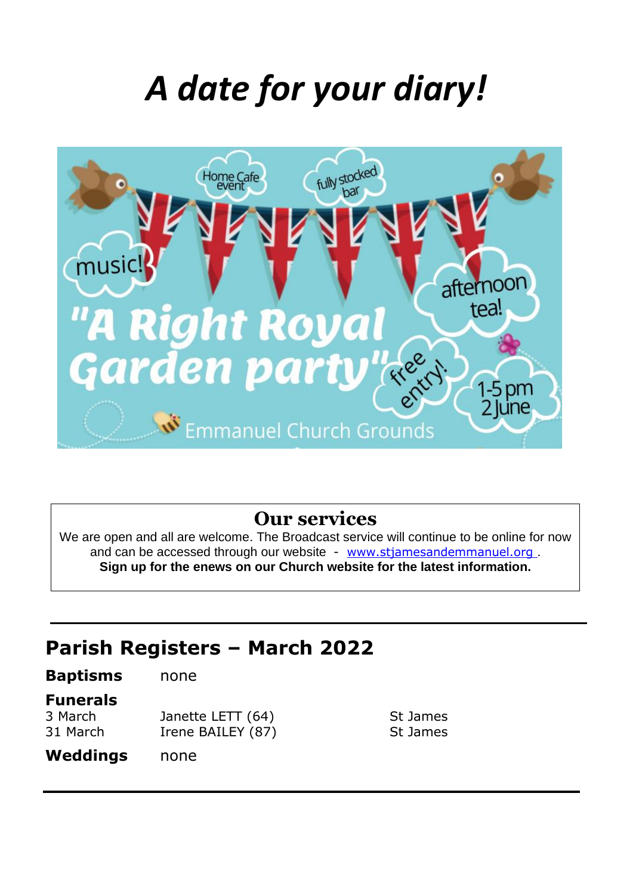# *A date for your diary!*

Home Cafe event

fully stocked bar

music!

afternoon tea!

**"A Right Royal Garden party"**

free entry!

1-5 pm 2 June

Emmanuel Church Grounds

## Our services

We are open and all are welcome. The Broadcast service will continue to be online for now and can be accessed through our website - www.stjamesandemmanuel.org .

**Sign up for the enews on our Church website for the latest information.**

---

## Parish Registers – March 2022

**Baptisms** none

**Funerals**

| | | |
|---|---|---|
| 3 March | Janette LETT (64) | St James |
| 31 March | Irene BAILEY (87) | St James |

**Weddings** none

---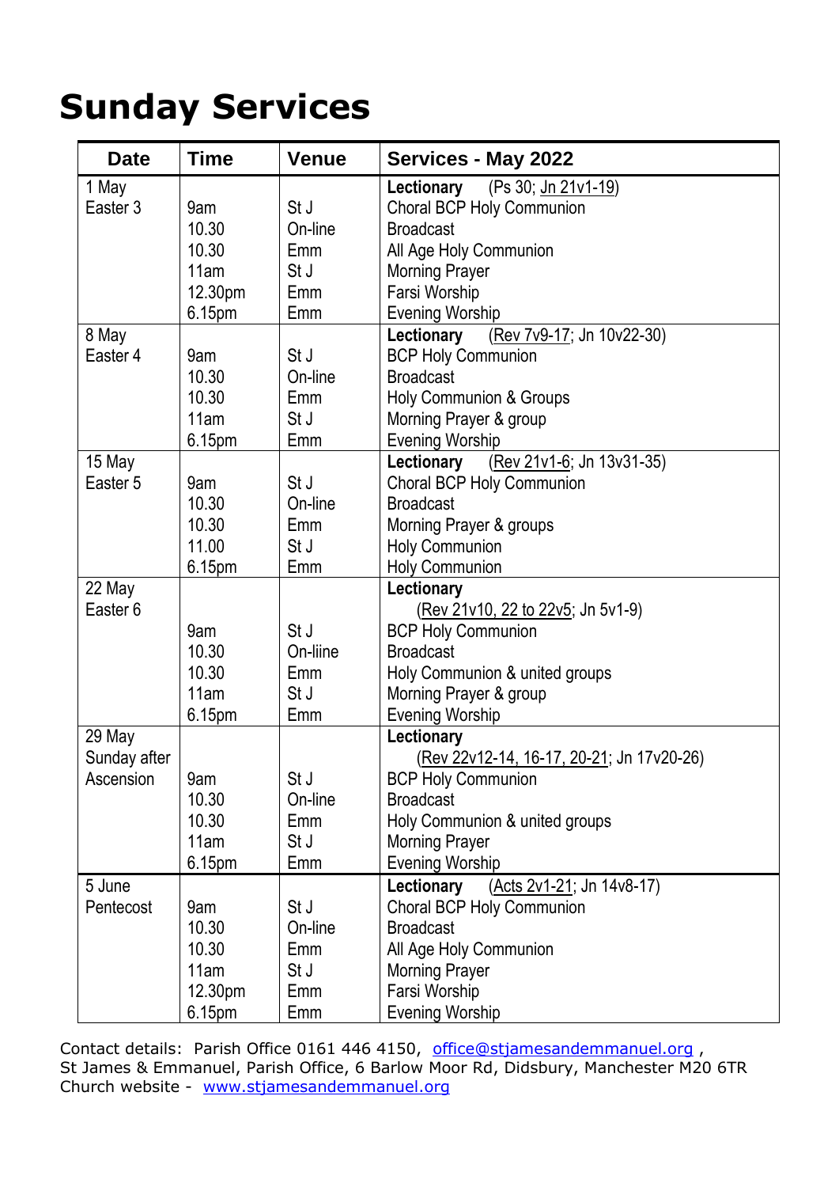# Sunday Services

| Date | Time | Venue | Services - May 2022 |
|---|---|---|---|
| 1 May<br>Easter 3 | | | **Lectionary** (Ps 30; Jn 21v1-19) |
| | 9am | St J | Choral BCP Holy Communion |
| | 10.30 | On-line | Broadcast |
| | 10.30 | Emm | All Age Holy Communion |
| | 11am | St J | Morning Prayer |
| | 12.30pm | Emm | Farsi Worship |
| | 6.15pm | Emm | Evening Worship |
| 8 May<br>Easter 4 | | | **Lectionary** (Rev 7v9-17; Jn 10v22-30) |
| | 9am | St J | BCP Holy Communion |
| | 10.30 | On-line | Broadcast |
| | 10.30 | Emm | Holy Communion & Groups |
| | 11am | St J | Morning Prayer & group |
| | 6.15pm | Emm | Evening Worship |
| 15 May<br>Easter 5 | | | **Lectionary** (Rev 21v1-6; Jn 13v31-35) |
| | 9am | St J | Choral BCP Holy Communion |
| | 10.30 | On-line | Broadcast |
| | 10.30 | Emm | Morning Prayer & groups |
| | 11.00 | St J | Holy Communion |
| | 6.15pm | Emm | Holy Communion |
| 22 May<br>Easter 6 | | | **Lectionary**<br>(Rev 21v10, 22 to 22v5; Jn 5v1-9) |
| | 9am | St J | BCP Holy Communion |
| | 10.30 | On-liine | Broadcast |
| | 10.30 | Emm | Holy Communion & united groups |
| | 11am | St J | Morning Prayer & group |
| | 6.15pm | Emm | Evening Worship |
| 29 May<br>Sunday after Ascension | | | **Lectionary**<br>(Rev 22v12-14, 16-17, 20-21; Jn 17v20-26) |
| | 9am | St J | BCP Holy Communion |
| | 10.30 | On-line | Broadcast |
| | 10.30 | Emm | Holy Communion & united groups |
| | 11am | St J | Morning Prayer |
| | 6.15pm | Emm | Evening Worship |
| 5 June<br>Pentecost | | | **Lectionary** (Acts 2v1-21; Jn 14v8-17) |
| | 9am | St J | Choral BCP Holy Communion |
| | 10.30 | On-line | Broadcast |
| | 10.30 | Emm | All Age Holy Communion |
| | 11am | St J | Morning Prayer |
| | 12.30pm | Emm | Farsi Worship |
| | 6.15pm | Emm | Evening Worship |

Contact details: Parish Office 0161 446 4150, office@stjamesandemmanuel.org ,
St James & Emmanuel, Parish Office, 6 Barlow Moor Rd, Didsbury, Manchester M20 6TR
Church website - www.stjamesandemmanuel.org